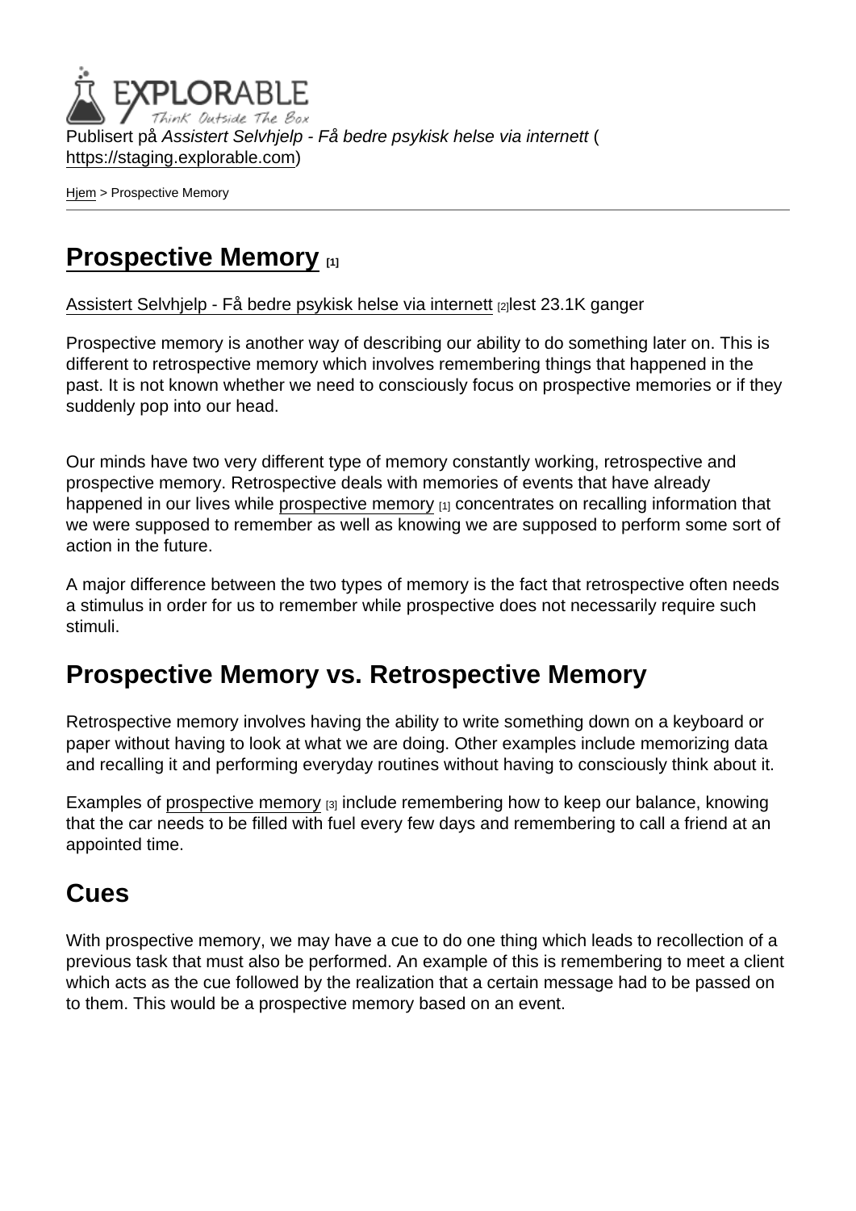Publisert på *Assistert Selvhjelp - Få bedre psykisk helse via internett* (https://staging.explorable.com)

Hjem > Prospective Memory

# Prospective Memory [1]

Assistert Selvhjelp - Få bedre psykisk helse via internett [2]lest 23.1K ganger

Prospective memory is another way of describing our ability to do something later on. This is different to retrospective memory which involves remembering things that happened in the past. It is not known whether we need to consciously focus on prospective memories or if they suddenly pop into our head.

Our minds have two very different type of memory constantly working, retrospective and prospective memory. Retrospective deals with memories of events that have already happened in our lives while prospective memory [1] concentrates on recalling information that we were supposed to remember as well as knowing we are supposed to perform some sort of action in the future.

A major difference between the two types of memory is the fact that retrospective often needs a stimulus in order for us to remember while prospective does not necessarily require such stimuli.

## Prospective Memory vs. Retrospective Memory

Retrospective memory involves having the ability to write something down on a keyboard or paper without having to look at what we are doing. Other examples include memorizing data and recalling it and performing everyday routines without having to consciously think about it.

Examples of prospective memory [3] include remembering how to keep our balance, knowing that the car needs to be filled with fuel every few days and remembering to call a friend at an appointed time.

## Cues

With prospective memory, we may have a cue to do one thing which leads to recollection of a previous task that must also be performed. An example of this is remembering to meet a client which acts as the cue followed by the realization that a certain message had to be passed on to them. This would be a prospective memory based on an event.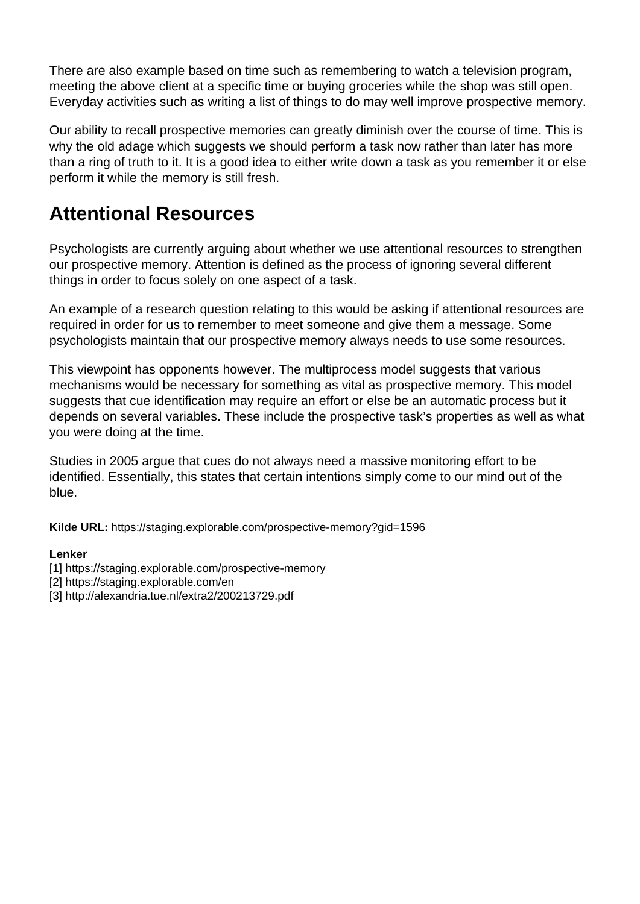There are also example based on time such as remembering to watch a television program, meeting the above client at a specific time or buying groceries while the shop was still open. Everyday activities such as writing a list of things to do may well improve prospective memory.

Our ability to recall prospective memories can greatly diminish over the course of time. This is why the old adage which suggests we should perform a task now rather than later has more than a ring of truth to it. It is a good idea to either write down a task as you remember it or else perform it while the memory is still fresh.

## Attentional Resources

Psychologists are currently arguing about whether we use attentional resources to strengthen our prospective memory. Attention is defined as the process of ignoring several different things in order to focus solely on one aspect of a task.

An example of a research question relating to this would be asking if attentional resources are required in order for us to remember to meet someone and give them a message. Some psychologists maintain that our prospective memory always needs to use some resources.

This viewpoint has opponents however. The multiprocess model suggests that various mechanisms would be necessary for something as vital as prospective memory. This model suggests that cue identification may require an effort or else be an automatic process but it depends on several variables. These include the prospective task's properties as well as what you were doing at the time.

Studies in 2005 argue that cues do not always need a massive monitoring effort to be identified. Essentially, this states that certain intentions simply come to our mind out of the blue.

---

**Kilde URL:** https://staging.explorable.com/prospective-memory?gid=1596

**Lenker**
[1] https://staging.explorable.com/prospective-memory
[2] https://staging.explorable.com/en
[3] http://alexandria.tue.nl/extra2/200213729.pdf